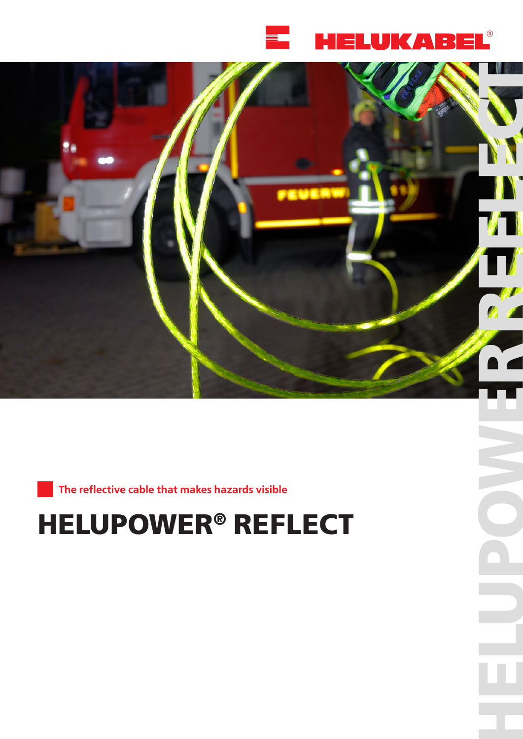HELUKABEL®

The reflective cable that makes hazards visible

# HELUPOWER® REFLECT

HELUPOWER REFLECT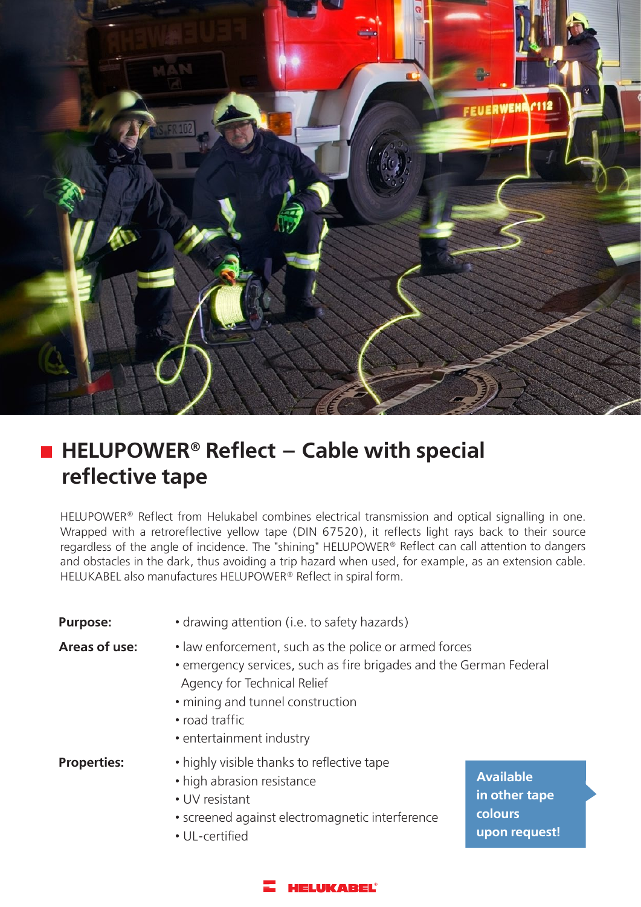## HELUPOWER® Reflect – Cable with special reflective tape

HELUPOWER® Reflect from Helukabel combines electrical transmission and optical signalling in one. Wrapped with a retroreflective yellow tape (DIN 67520), it reflects light rays back to their source regardless of the angle of incidence. The "shining" HELUPOWER® Reflect can call attention to dangers and obstacles in the dark, thus avoiding a trip hazard when used, for example, as an extension cable. HELUKABEL also manufactures HELUPOWER® Reflect in spiral form.

**Purpose:**

- drawing attention (i.e. to safety hazards)

**Areas of use:**

- law enforcement, such as the police or armed forces
- emergency services, such as fire brigades and the German Federal Agency for Technical Relief
- mining and tunnel construction
- road traffic
- entertainment industry

**Properties:**

- highly visible thanks to reflective tape
- high abrasion resistance
- UV resistant
- screened against electromagnetic interference
- UL-certified

**Available in other tape colours upon request!**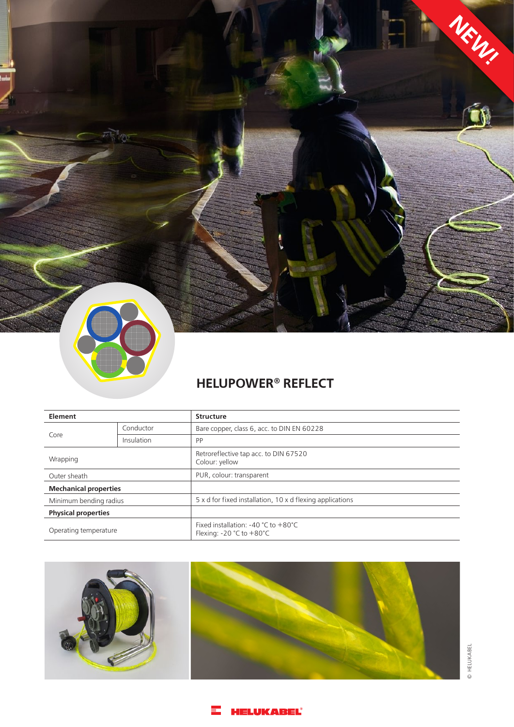NEW!

# HELUPOWER® REFLECT

| Element | | Structure |
|---|---|---|
| Core | Conductor | Bare copper, class 6, acc. to DIN EN 60228 |
| | Insulation | PP |
| Wrapping | | Retroreflective tap acc. to DIN 67520<br>Colour: yellow |
| Outer sheath | | PUR, colour: transparent |
| **Mechanical properties** | | |
| Minimum bending radius | | 5 x d for fixed installation, 10 x d flexing applications |
| **Physical properties** | | |
| Operating temperature | | Fixed installation: -40 °C to +80°C<br>Flexing: -20 °C to +80°C |

© HELUKABEL

HELUKABEL®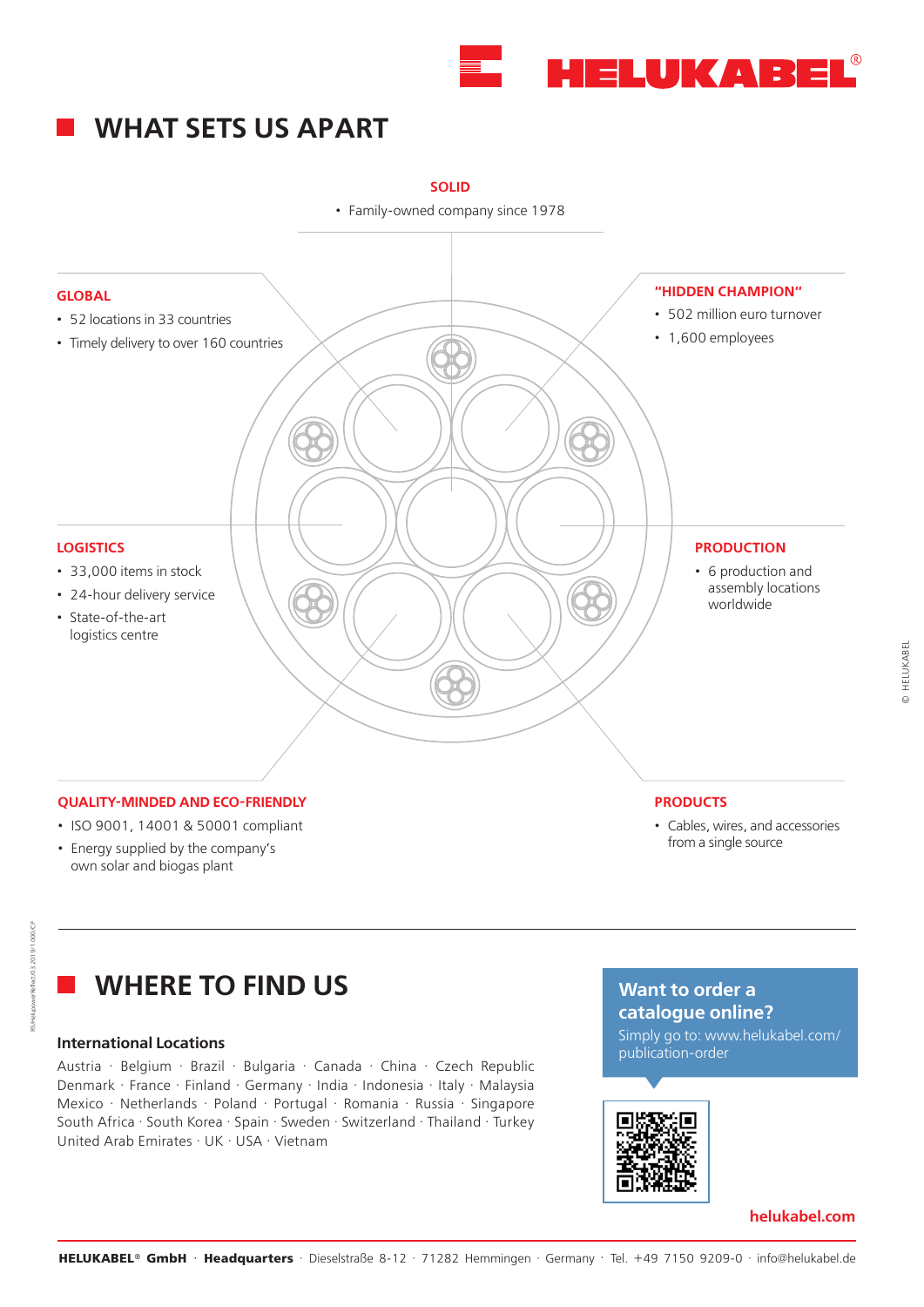# WHAT SETS US APART

### SOLID

- Family-owned company since 1978

### GLOBAL

- 52 locations in 33 countries
- Timely delivery to over 160 countries

### "HIDDEN CHAMPION"

- 502 million euro turnover
- 1,600 employees

### LOGISTICS

- 33,000 items in stock
- 24-hour delivery service
- State-of-the-art logistics centre

### PRODUCTION

- 6 production and assembly locations worldwide

### QUALITY-MINDED AND ECO-FRIENDLY

- ISO 9001, 14001 & 50001 compliant
- Energy supplied by the company's own solar and biogas plant

### PRODUCTS

- Cables, wires, and accessories from a single source

# WHERE TO FIND US

### International Locations

Austria · Belgium · Brazil · Bulgaria · Canada · China · Czech Republic
Denmark · France · Finland · Germany · India · Indonesia · Italy · Malaysia
Mexico · Netherlands · Poland · Portugal · Romania · Russia · Singapore
South Africa · South Korea · Spain · Sweden · Switzerland · Thailand · Turkey
United Arab Emirates · UK · USA · Vietnam

**Want to order a catalogue online?**

Simply go to: www.helukabel.com/publication-order

**helukabel.com**

**HELUKABEL® GmbH** · **Headquarters** · Dieselstraße 8-12 · 71282 Hemmingen · Germany · Tel. +49 7150 9209-0 · info@helukabel.de